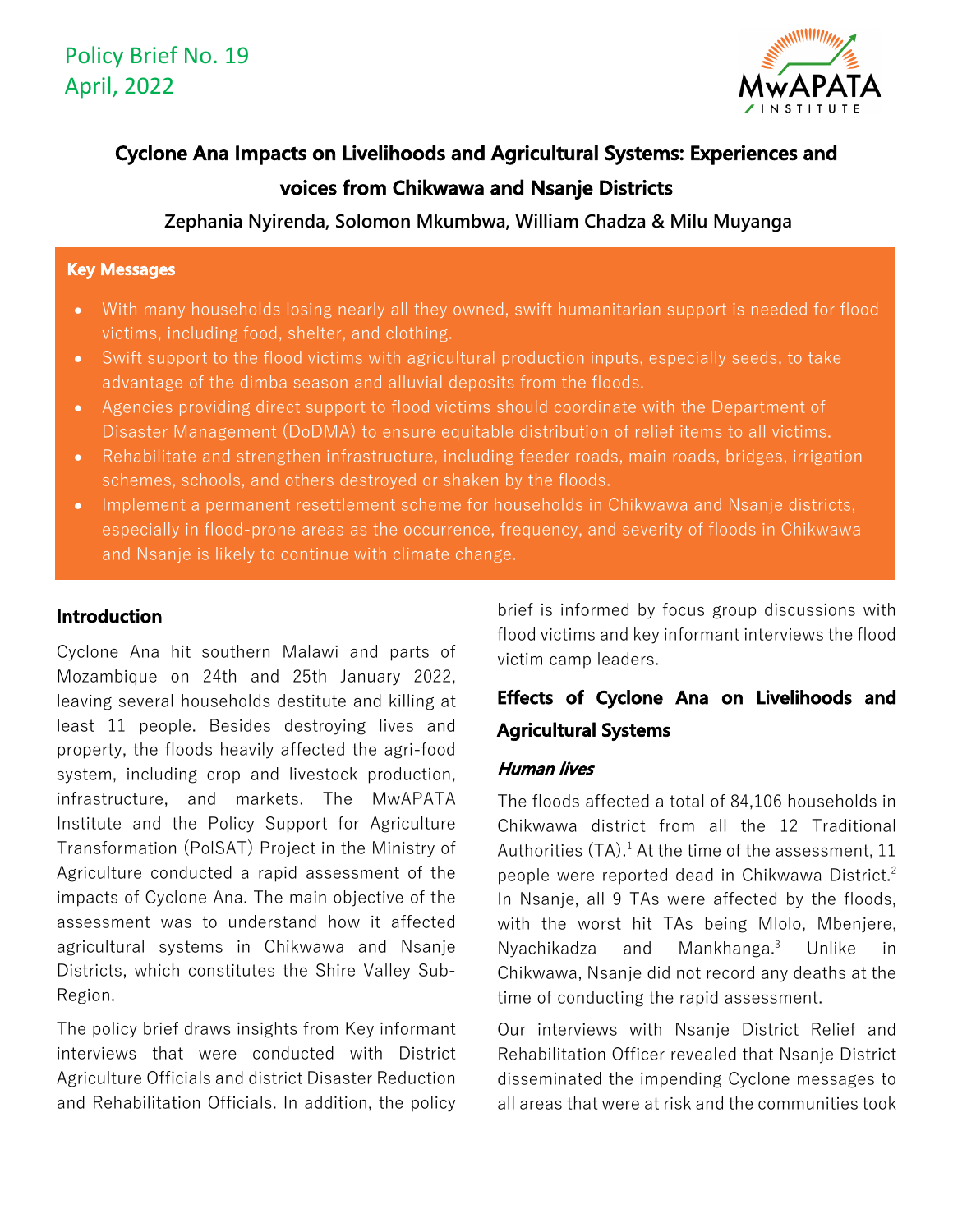Policy Brief No. 19
April, 2022

# Cyclone Ana Impacts on Livelihoods and Agricultural Systems: Experiences and voices from Chikwawa and Nsanje Districts

**Zephania Nyirenda, Solomon Mkumbwa, William Chadza & Milu Muyanga**

**Key Messages**

- With many households losing nearly all they owned, swift humanitarian support is needed for flood victims, including food, shelter, and clothing.
- Swift support to the flood victims with agricultural production inputs, especially seeds, to take advantage of the dimba season and alluvial deposits from the floods.
- Agencies providing direct support to flood victims should coordinate with the Department of Disaster Management (DoDMA) to ensure equitable distribution of relief items to all victims.
- Rehabilitate and strengthen infrastructure, including feeder roads, main roads, bridges, irrigation schemes, schools, and others destroyed or shaken by the floods.
- Implement a permanent resettlement scheme for households in Chikwawa and Nsanje districts, especially in flood-prone areas as the occurrence, frequency, and severity of floods in Chikwawa and Nsanje is likely to continue with climate change.

## Introduction

Cyclone Ana hit southern Malawi and parts of Mozambique on 24th and 25th January 2022, leaving several households destitute and killing at least 11 people. Besides destroying lives and property, the floods heavily affected the agri-food system, including crop and livestock production, infrastructure, and markets. The MwAPATA Institute and the Policy Support for Agriculture Transformation (PolSAT) Project in the Ministry of Agriculture conducted a rapid assessment of the impacts of Cyclone Ana. The main objective of the assessment was to understand how it affected agricultural systems in Chikwawa and Nsanje Districts, which constitutes the Shire Valley Sub-Region.

The policy brief draws insights from Key informant interviews that were conducted with District Agriculture Officials and district Disaster Reduction and Rehabilitation Officials. In addition, the policy brief is informed by focus group discussions with flood victims and key informant interviews the flood victim camp leaders.

## Effects of Cyclone Ana on Livelihoods and Agricultural Systems

### *Human lives*

The floods affected a total of 84,106 households in Chikwawa district from all the 12 Traditional Authorities (TA).[1] At the time of the assessment, 11 people were reported dead in Chikwawa District.[2] In Nsanje, all 9 TAs were affected by the floods, with the worst hit TAs being Mlolo, Mbenjere, Nyachikadza and Mankhanga.[3] Unlike in Chikwawa, Nsanje did not record any deaths at the time of conducting the rapid assessment.

Our interviews with Nsanje District Relief and Rehabilitation Officer revealed that Nsanje District disseminated the impending Cyclone messages to all areas that were at risk and the communities took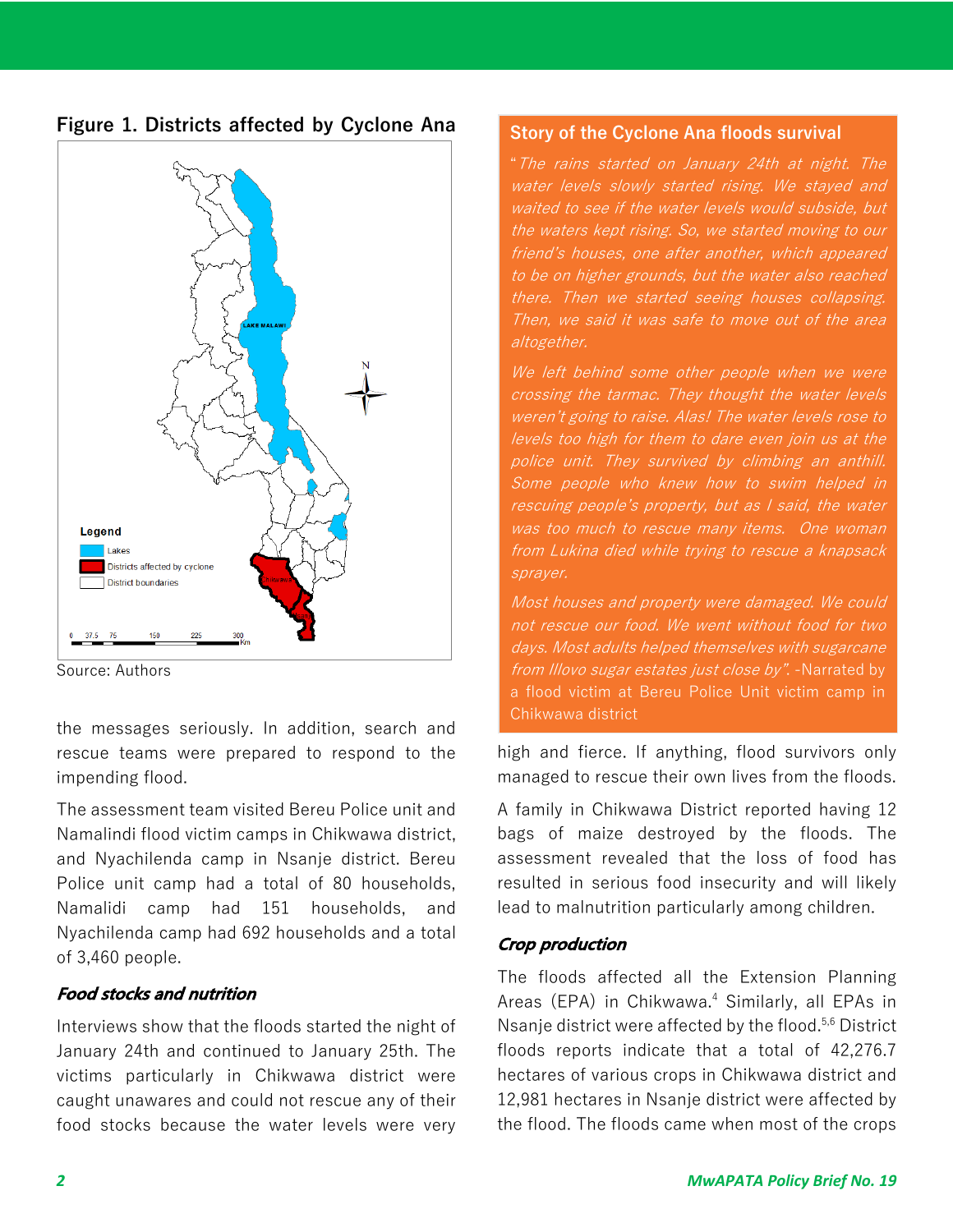**Figure 1. Districts affected by Cyclone Ana**

Source: Authors

## Story of the Cyclone Ana floods survival

*"The rains started on January 24th at night. The water levels slowly started rising. We stayed and waited to see if the water levels would subside, but the waters kept rising. So, we started moving to our friend's houses, one after another, which appeared to be on higher grounds, but the water also reached there. Then we started seeing houses collapsing. Then, we said it was safe to move out of the area altogether.*

*We left behind some other people when we were crossing the tarmac. They thought the water levels weren't going to raise. Alas! The water levels rose to levels too high for them to dare even join us at the police unit. They survived by climbing an anthill. Some people who knew how to swim helped in rescuing people's property, but as I said, the water was too much to rescue many items. One woman from Lukina died while trying to rescue a knapsack sprayer.*

*Most houses and property were damaged. We could not rescue our food. We went without food for two days. Most adults helped themselves with sugarcane from Illovo sugar estates just close by".* -Narrated by a flood victim at Bereu Police Unit victim camp in Chikwawa district

the messages seriously. In addition, search and rescue teams were prepared to respond to the impending flood.

The assessment team visited Bereu Police unit and Namalindi flood victim camps in Chikwawa district, and Nyachilenda camp in Nsanje district. Bereu Police unit camp had a total of 80 households, Namalidi camp had 151 households, and Nyachilenda camp had 692 households and a total of 3,460 people.

### *Food stocks and nutrition*

Interviews show that the floods started the night of January 24th and continued to January 25th. The victims particularly in Chikwawa district were caught unawares and could not rescue any of their food stocks because the water levels were very high and fierce. If anything, flood survivors only managed to rescue their own lives from the floods.

A family in Chikwawa District reported having 12 bags of maize destroyed by the floods. The assessment revealed that the loss of food has resulted in serious food insecurity and will likely lead to malnutrition particularly among children.

### *Crop production*

The floods affected all the Extension Planning Areas (EPA) in Chikwawa.[4] Similarly, all EPAs in Nsanje district were affected by the flood.[5,6] District floods reports indicate that a total of 42,276.7 hectares of various crops in Chikwawa district and 12,981 hectares in Nsanje district were affected by the flood. The floods came when most of the crops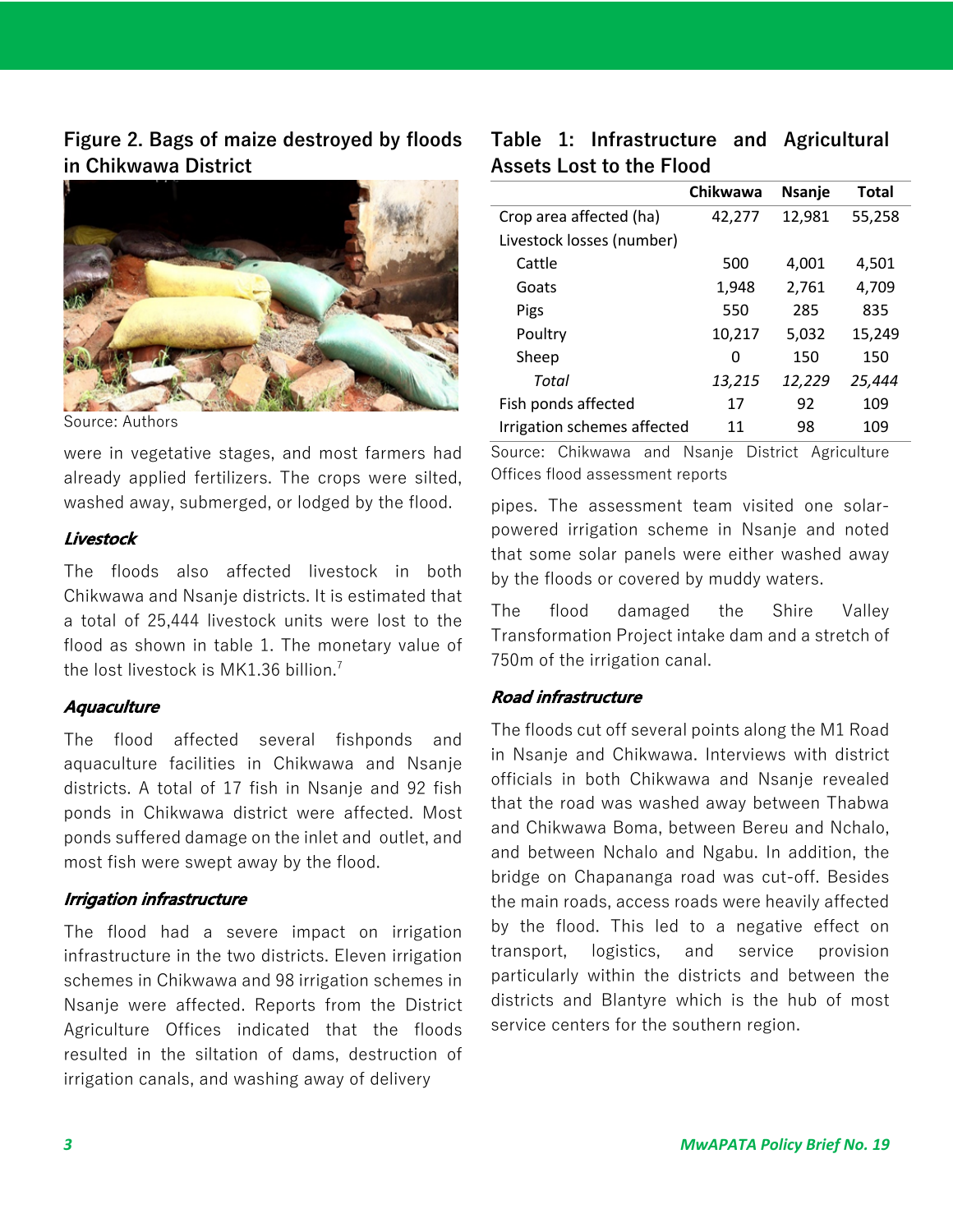**Figure 2. Bags of maize destroyed by floods in Chikwawa District**

Source: Authors

were in vegetative stages, and most farmers had already applied fertilizers. The crops were silted, washed away, submerged, or lodged by the flood.

### *Livestock*

The floods also affected livestock in both Chikwawa and Nsanje districts. It is estimated that a total of 25,444 livestock units were lost to the flood as shown in table 1. The monetary value of the lost livestock is MK1.36 billion.[7]

### *Aquaculture*

The flood affected several fishponds and aquaculture facilities in Chikwawa and Nsanje districts. A total of 17 fish in Nsanje and 92 fish ponds in Chikwawa district were affected. Most ponds suffered damage on the inlet and outlet, and most fish were swept away by the flood.

### *Irrigation infrastructure*

The flood had a severe impact on irrigation infrastructure in the two districts. Eleven irrigation schemes in Chikwawa and 98 irrigation schemes in Nsanje were affected. Reports from the District Agriculture Offices indicated that the floods resulted in the siltation of dams, destruction of irrigation canals, and washing away of delivery pipes. The assessment team visited one solar-powered irrigation scheme in Nsanje and noted that some solar panels were either washed away by the floods or covered by muddy waters.

**Table 1: Infrastructure and Agricultural Assets Lost to the Flood**

| | Chikwawa | Nsanje | Total |
|---|---|---|---|
| Crop area affected (ha) | 42,277 | 12,981 | 55,258 |
| Livestock losses (number) | | | |
| Cattle | 500 | 4,001 | 4,501 |
| Goats | 1,948 | 2,761 | 4,709 |
| Pigs | 550 | 285 | 835 |
| Poultry | 10,217 | 5,032 | 15,249 |
| Sheep | 0 | 150 | 150 |
| *Total* | *13,215* | *12,229* | *25,444* |
| Fish ponds affected | 17 | 92 | 109 |
| Irrigation schemes affected | 11 | 98 | 109 |

Source: Chikwawa and Nsanje District Agriculture Offices flood assessment reports

The flood damaged the Shire Valley Transformation Project intake dam and a stretch of 750m of the irrigation canal.

### *Road infrastructure*

The floods cut off several points along the M1 Road in Nsanje and Chikwawa. Interviews with district officials in both Chikwawa and Nsanje revealed that the road was washed away between Thabwa and Chikwawa Boma, between Bereu and Nchalo, and between Nchalo and Ngabu. In addition, the bridge on Chapananga road was cut-off. Besides the main roads, access roads were heavily affected by the flood. This led to a negative effect on transport, logistics, and service provision particularly within the districts and between the districts and Blantyre which is the hub of most service centers for the southern region.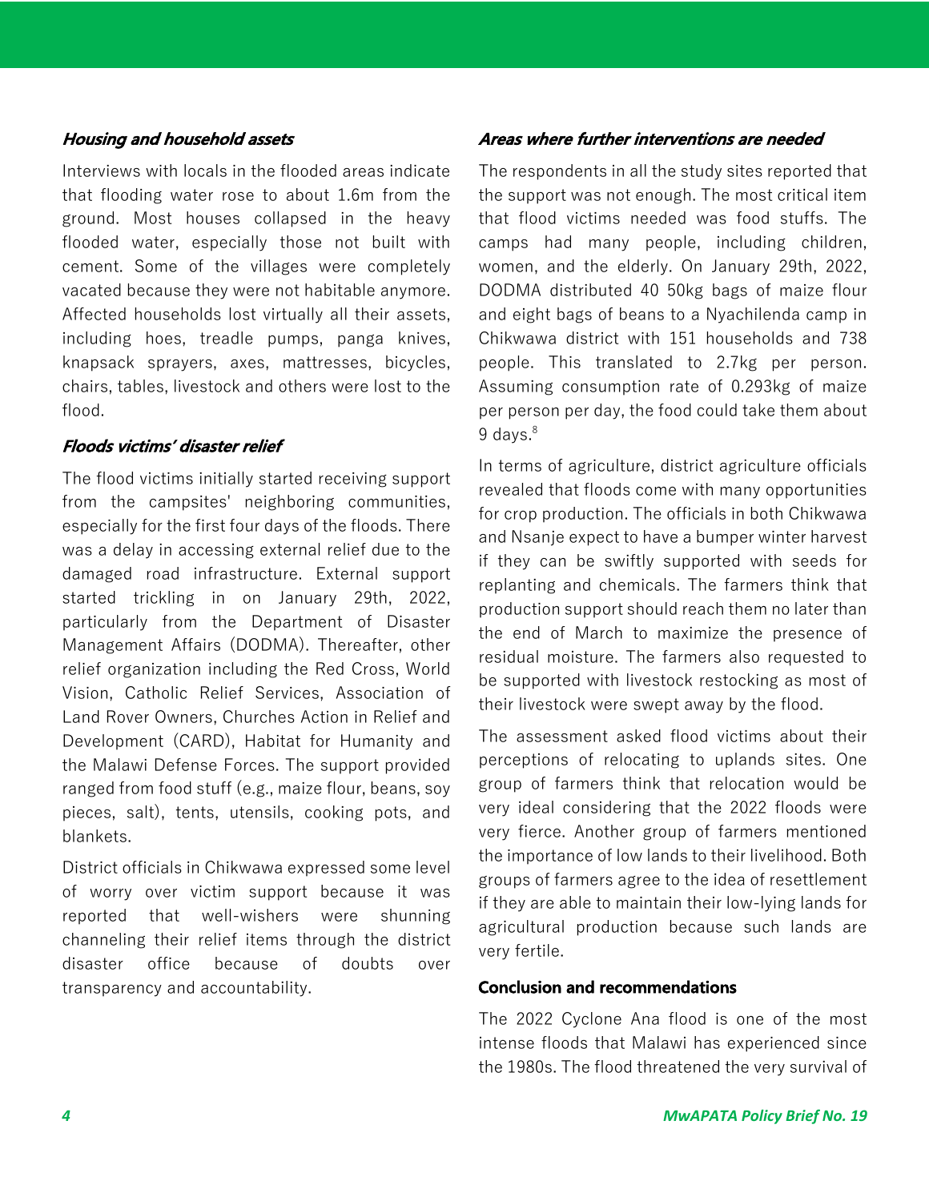### *Housing and household assets*

Interviews with locals in the flooded areas indicate that flooding water rose to about 1.6m from the ground. Most houses collapsed in the heavy flooded water, especially those not built with cement. Some of the villages were completely vacated because they were not habitable anymore. Affected households lost virtually all their assets, including hoes, treadle pumps, panga knives, knapsack sprayers, axes, mattresses, bicycles, chairs, tables, livestock and others were lost to the flood.

### *Floods victims' disaster relief*

The flood victims initially started receiving support from the campsites' neighboring communities, especially for the first four days of the floods. There was a delay in accessing external relief due to the damaged road infrastructure. External support started trickling in on January 29th, 2022, particularly from the Department of Disaster Management Affairs (DODMA). Thereafter, other relief organization including the Red Cross, World Vision, Catholic Relief Services, Association of Land Rover Owners, Churches Action in Relief and Development (CARD), Habitat for Humanity and the Malawi Defense Forces. The support provided ranged from food stuff (e.g., maize flour, beans, soy pieces, salt), tents, utensils, cooking pots, and blankets.

District officials in Chikwawa expressed some level of worry over victim support because it was reported that well-wishers were shunning channeling their relief items through the district disaster office because of doubts over transparency and accountability.

### *Areas where further interventions are needed*

The respondents in all the study sites reported that the support was not enough. The most critical item that flood victims needed was food stuffs. The camps had many people, including children, women, and the elderly. On January 29th, 2022, DODMA distributed 40 50kg bags of maize flour and eight bags of beans to a Nyachilenda camp in Chikwawa district with 151 households and 738 people. This translated to 2.7kg per person. Assuming consumption rate of 0.293kg of maize per person per day, the food could take them about 9 days.[8]

In terms of agriculture, district agriculture officials revealed that floods come with many opportunities for crop production. The officials in both Chikwawa and Nsanje expect to have a bumper winter harvest if they can be swiftly supported with seeds for replanting and chemicals. The farmers think that production support should reach them no later than the end of March to maximize the presence of residual moisture. The farmers also requested to be supported with livestock restocking as most of their livestock were swept away by the flood.

The assessment asked flood victims about their perceptions of relocating to uplands sites. One group of farmers think that relocation would be very ideal considering that the 2022 floods were very fierce. Another group of farmers mentioned the importance of low lands to their livelihood. Both groups of farmers agree to the idea of resettlement if they are able to maintain their low-lying lands for agricultural production because such lands are very fertile.

### Conclusion and recommendations

The 2022 Cyclone Ana flood is one of the most intense floods that Malawi has experienced since the 1980s. The flood threatened the very survival of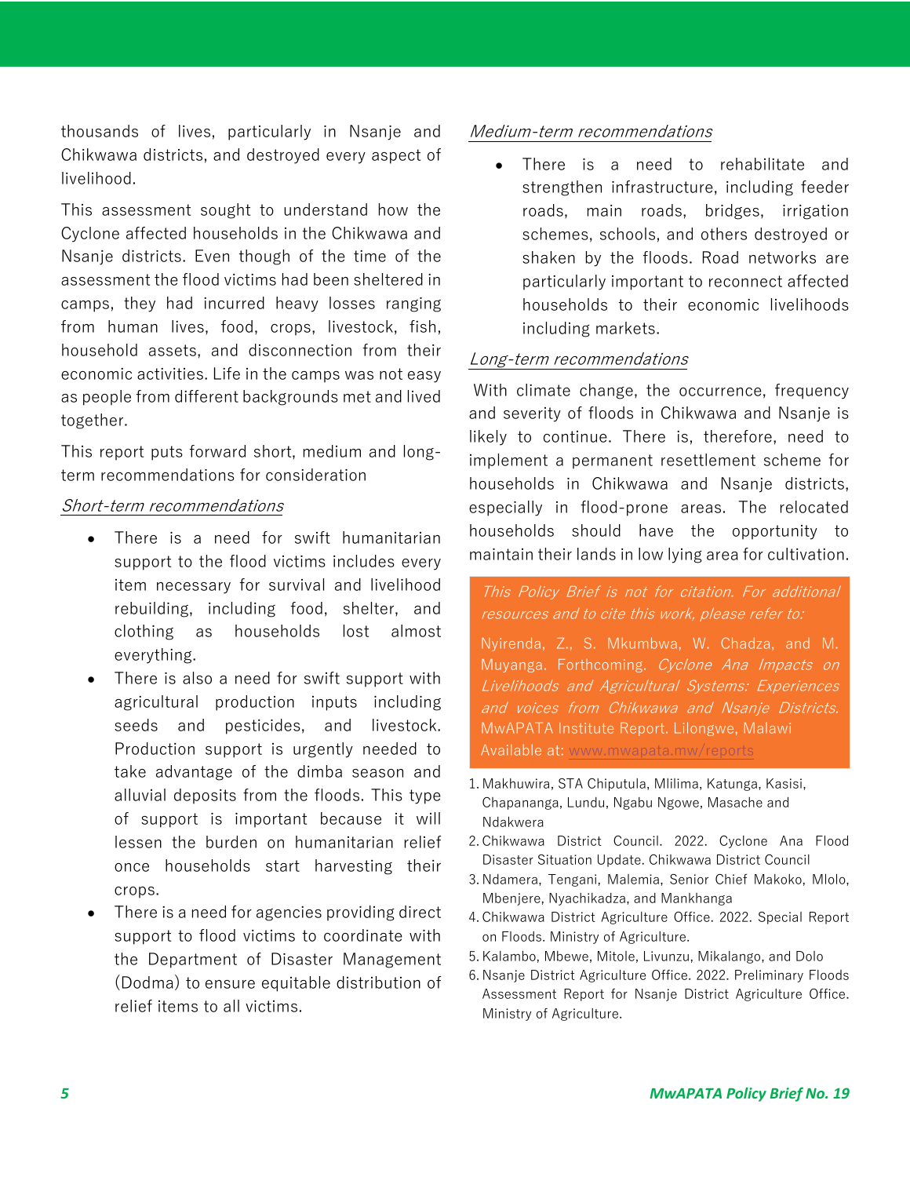thousands of lives, particularly in Nsanje and Chikwawa districts, and destroyed every aspect of livelihood.

This assessment sought to understand how the Cyclone affected households in the Chikwawa and Nsanje districts. Even though of the time of the assessment the flood victims had been sheltered in camps, they had incurred heavy losses ranging from human lives, food, crops, livestock, fish, household assets, and disconnection from their economic activities. Life in the camps was not easy as people from different backgrounds met and lived together.

This report puts forward short, medium and long-term recommendations for consideration

*Short-term recommendations*

- There is a need for swift humanitarian support to the flood victims includes every item necessary for survival and livelihood rebuilding, including food, shelter, and clothing as households lost almost everything.
- There is also a need for swift support with agricultural production inputs including seeds and pesticides, and livestock. Production support is urgently needed to take advantage of the dimba season and alluvial deposits from the floods. This type of support is important because it will lessen the burden on humanitarian relief once households start harvesting their crops.
- There is a need for agencies providing direct support to flood victims to coordinate with the Department of Disaster Management (Dodma) to ensure equitable distribution of relief items to all victims.

*Medium-term recommendations*

- There is a need to rehabilitate and strengthen infrastructure, including feeder roads, main roads, bridges, irrigation schemes, schools, and others destroyed or shaken by the floods. Road networks are particularly important to reconnect affected households to their economic livelihoods including markets.

*Long-term recommendations*

With climate change, the occurrence, frequency and severity of floods in Chikwawa and Nsanje is likely to continue. There is, therefore, need to implement a permanent resettlement scheme for households in Chikwawa and Nsanje districts, especially in flood-prone areas. The relocated households should have the opportunity to maintain their lands in low lying area for cultivation.

*This Policy Brief is not for citation. For additional resources and to cite this work, please refer to:*

Nyirenda, Z., S. Mkumbwa, W. Chadza, and M. Muyanga. Forthcoming. *Cyclone Ana Impacts on Livelihoods and Agricultural Systems: Experiences and voices from Chikwawa and Nsanje Districts.* MwAPATA Institute Report. Lilongwe, Malawi Available at: www.mwapata.mw/reports

1. Makhuwira, STA Chiputula, Mlilima, Katunga, Kasisi, Chapananga, Lundu, Ngabu Ngowe, Masache and Ndakwera
2. Chikwawa District Council. 2022. Cyclone Ana Flood Disaster Situation Update. Chikwawa District Council
3. Ndamera, Tengani, Malemia, Senior Chief Makoko, Mlolo, Mbenjere, Nyachikadza, and Mankhanga
4. Chikwawa District Agriculture Office. 2022. Special Report on Floods. Ministry of Agriculture.
5. Kalambo, Mbewe, Mitole, Livunzu, Mikalango, and Dolo
6. Nsanje District Agriculture Office. 2022. Preliminary Floods Assessment Report for Nsanje District Agriculture Office. Ministry of Agriculture.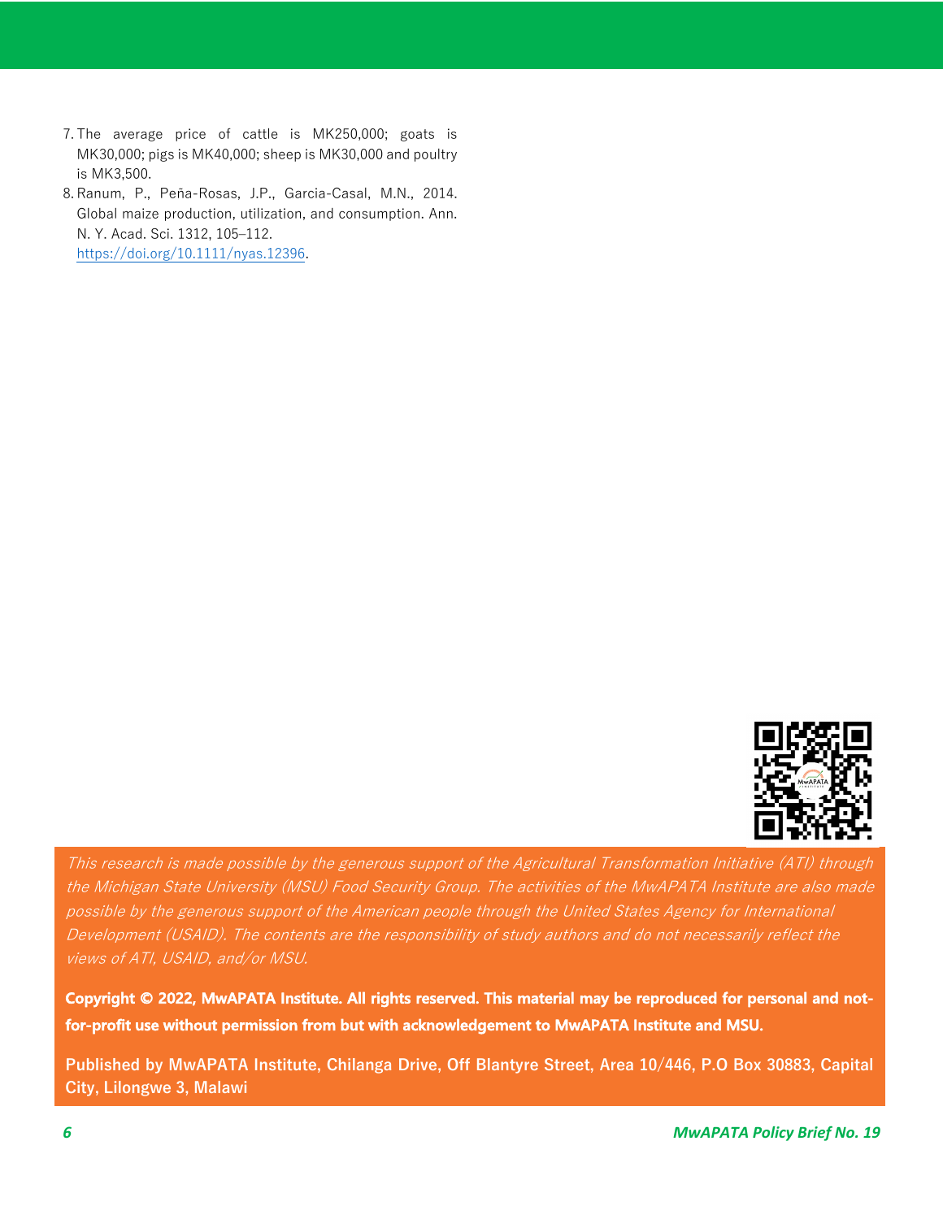7. The average price of cattle is MK250,000; goats is MK30,000; pigs is MK40,000; sheep is MK30,000 and poultry is MK3,500.
8. Ranum, P., Peña-Rosas, J.P., Garcia-Casal, M.N., 2014. Global maize production, utilization, and consumption. Ann. N. Y. Acad. Sci. 1312, 105–112. https://doi.org/10.1111/nyas.12396.

*This research is made possible by the generous support of the Agricultural Transformation Initiative (ATI) through the Michigan State University (MSU) Food Security Group. The activities of the MwAPATA Institute are also made possible by the generous support of the American people through the United States Agency for International Development (USAID). The contents are the responsibility of study authors and do not necessarily reflect the views of ATI, USAID, and/or MSU.*

**Copyright © 2022, MwAPATA Institute. All rights reserved. This material may be reproduced for personal and not-for-profit use without permission from but with acknowledgement to MwAPATA Institute and MSU.**

**Published by MwAPATA Institute, Chilanga Drive, Off Blantyre Street, Area 10/446, P.O Box 30883, Capital City, Lilongwe 3, Malawi**